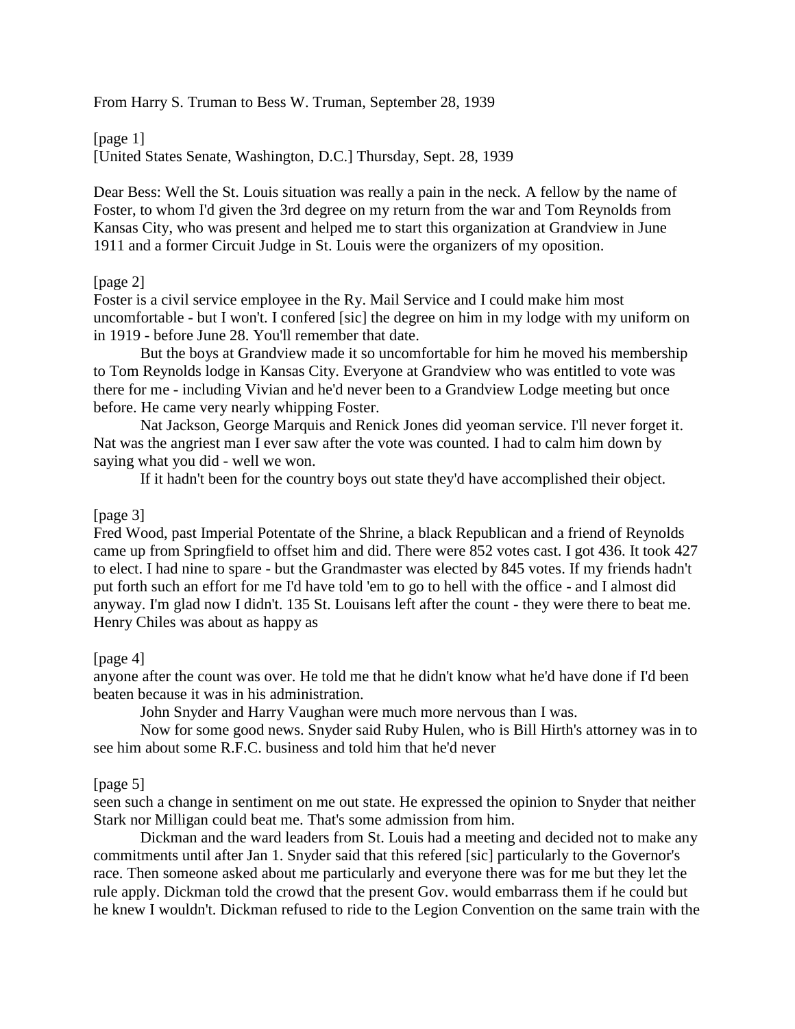From Harry S. Truman to Bess W. Truman, September 28, 1939

[page 1]
[United States Senate, Washington, D.C.] Thursday, Sept. 28, 1939

Dear Bess: Well the St. Louis situation was really a pain in the neck. A fellow by the name of Foster, to whom I'd given the 3rd degree on my return from the war and Tom Reynolds from Kansas City, who was present and helped me to start this organization at Grandview in June 1911 and a former Circuit Judge in St. Louis were the organizers of my oposition.

[page 2]
Foster is a civil service employee in the Ry. Mail Service and I could make him most uncomfortable - but I won't. I confered [sic] the degree on him in my lodge with my uniform on in 1919 - before June 28. You'll remember that date.

But the boys at Grandview made it so uncomfortable for him he moved his membership to Tom Reynolds lodge in Kansas City. Everyone at Grandview who was entitled to vote was there for me - including Vivian and he'd never been to a Grandview Lodge meeting but once before. He came very nearly whipping Foster.

Nat Jackson, George Marquis and Renick Jones did yeoman service. I'll never forget it. Nat was the angriest man I ever saw after the vote was counted. I had to calm him down by saying what you did - well we won.

If it hadn't been for the country boys out state they'd have accomplished their object.

[page 3]
Fred Wood, past Imperial Potentate of the Shrine, a black Republican and a friend of Reynolds came up from Springfield to offset him and did. There were 852 votes cast. I got 436. It took 427 to elect. I had nine to spare - but the Grandmaster was elected by 845 votes. If my friends hadn't put forth such an effort for me I'd have told 'em to go to hell with the office - and I almost did anyway. I'm glad now I didn't. 135 St. Louisans left after the count - they were there to beat me. Henry Chiles was about as happy as

[page 4]
anyone after the count was over. He told me that he didn't know what he'd have done if I'd been beaten because it was in his administration.

John Snyder and Harry Vaughan were much more nervous than I was.

Now for some good news. Snyder said Ruby Hulen, who is Bill Hirth's attorney was in to see him about some R.F.C. business and told him that he'd never

[page 5]
seen such a change in sentiment on me out state. He expressed the opinion to Snyder that neither Stark nor Milligan could beat me. That's some admission from him.

Dickman and the ward leaders from St. Louis had a meeting and decided not to make any commitments until after Jan 1. Snyder said that this refered [sic] particularly to the Governor's race. Then someone asked about me particularly and everyone there was for me but they let the rule apply. Dickman told the crowd that the present Gov. would embarrass them if he could but he knew I wouldn't. Dickman refused to ride to the Legion Convention on the same train with the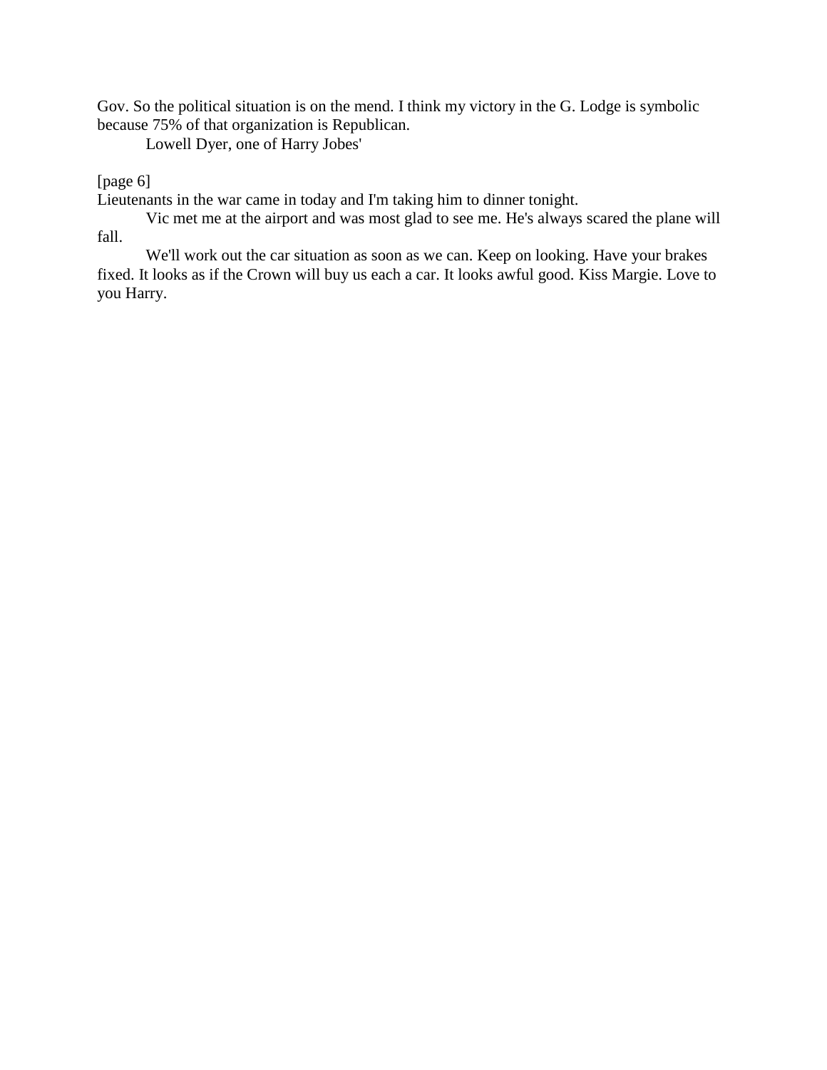Gov. So the political situation is on the mend. I think my victory in the G. Lodge is symbolic because 75% of that organization is Republican.

Lowell Dyer, one of Harry Jobes'

[page 6]

Lieutenants in the war came in today and I'm taking him to dinner tonight.

Vic met me at the airport and was most glad to see me. He's always scared the plane will fall.

We'll work out the car situation as soon as we can. Keep on looking. Have your brakes fixed. It looks as if the Crown will buy us each a car. It looks awful good. Kiss Margie. Love to you Harry.